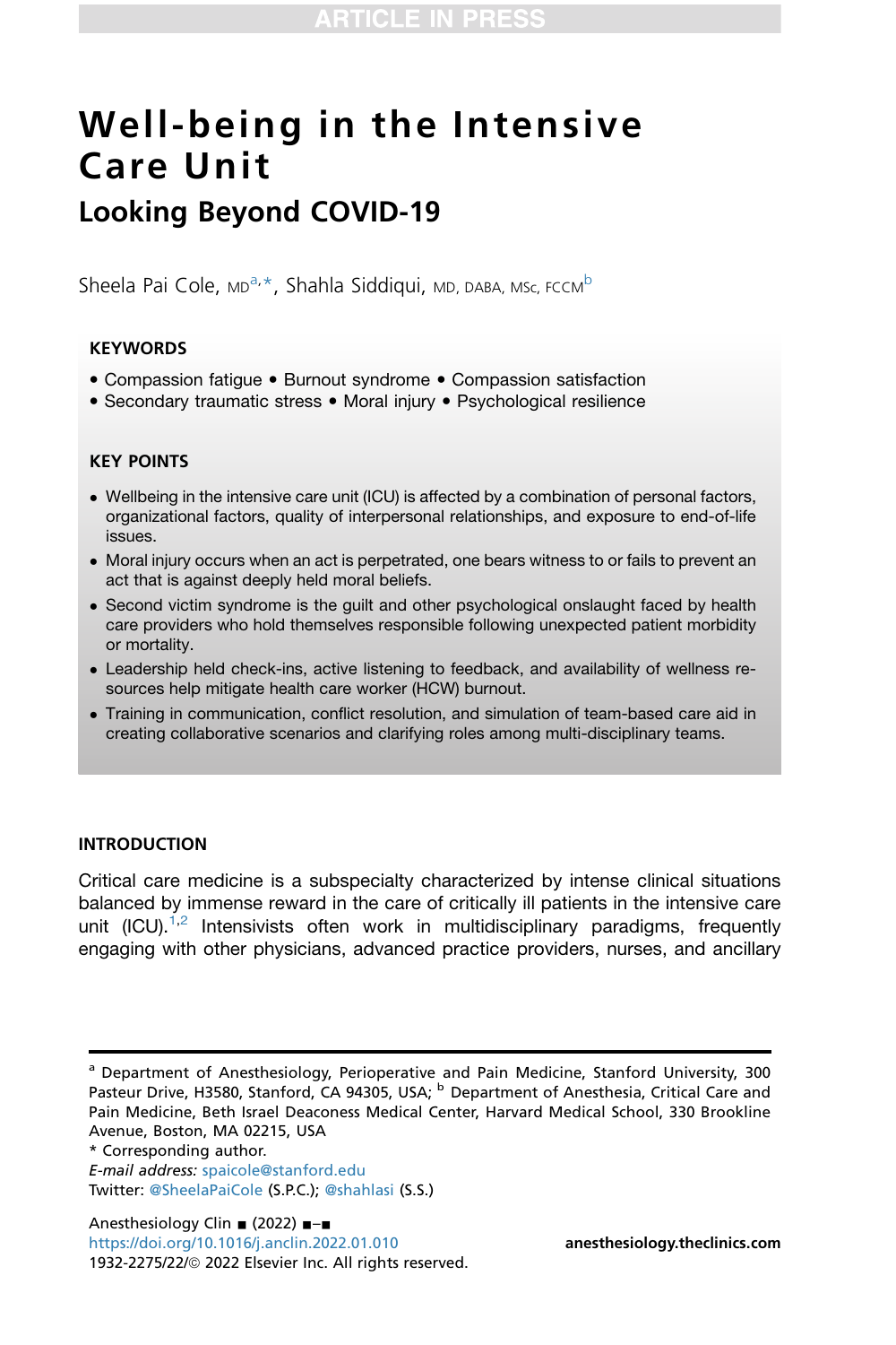# Well-being in the Intensive Care Unit

## Looking Beyond COVID-19

Sheela Pai Cole, MD[a,*], Shahla Siddiqui, MD, DABA, MSc, FCCM[b]

### KEYWORDS

- Compassion fatigue • Burnout syndrome • Compassion satisfaction
- Secondary traumatic stress • Moral injury • Psychological resilience

### KEY POINTS

- Wellbeing in the intensive care unit (ICU) is affected by a combination of personal factors, organizational factors, quality of interpersonal relationships, and exposure to end-of-life issues.
- Moral injury occurs when an act is perpetrated, one bears witness to or fails to prevent an act that is against deeply held moral beliefs.
- Second victim syndrome is the guilt and other psychological onslaught faced by health care providers who hold themselves responsible following unexpected patient morbidity or mortality.
- Leadership held check-ins, active listening to feedback, and availability of wellness resources help mitigate health care worker (HCW) burnout.
- Training in communication, conflict resolution, and simulation of team-based care aid in creating collaborative scenarios and clarifying roles among multi-disciplinary teams.

## INTRODUCTION

Critical care medicine is a subspecialty characterized by intense clinical situations balanced by immense reward in the care of critically ill patients in the intensive care unit (ICU).[1,2] Intensivists often work in multidisciplinary paradigms, frequently engaging with other physicians, advanced practice providers, nurses, and ancillary

---

[a] Department of Anesthesiology, Perioperative and Pain Medicine, Stanford University, 300 Pasteur Drive, H3580, Stanford, CA 94305, USA; [b] Department of Anesthesia, Critical Care and Pain Medicine, Beth Israel Deaconess Medical Center, Harvard Medical School, 330 Brookline Avenue, Boston, MA 02215, USA

* Corresponding author.

*E-mail address:* spaicole@stanford.edu

Twitter: @SheelaPaiCole (S.P.C.); @shahlasi (S.S.)

https://doi.org/10.1016/j.anclin.2022.01.010

1932-2275/22/© 2022 Elsevier Inc. All rights reserved.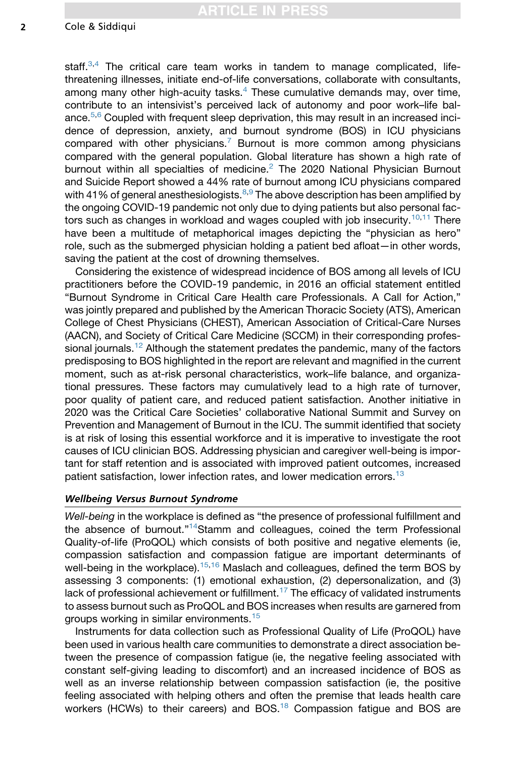staff.[3,4] The critical care team works in tandem to manage complicated, life-threatening illnesses, initiate end-of-life conversations, collaborate with consultants, among many other high-acuity tasks.[4] These cumulative demands may, over time, contribute to an intensivist's perceived lack of autonomy and poor work–life balance.[5,6] Coupled with frequent sleep deprivation, this may result in an increased incidence of depression, anxiety, and burnout syndrome (BOS) in ICU physicians compared with other physicians.[7] Burnout is more common among physicians compared with the general population. Global literature has shown a high rate of burnout within all specialties of medicine.[2] The 2020 National Physician Burnout and Suicide Report showed a 44% rate of burnout among ICU physicians compared with 41% of general anesthesiologists.[8,9] The above description has been amplified by the ongoing COVID-19 pandemic not only due to dying patients but also personal factors such as changes in workload and wages coupled with job insecurity.[10,11] There have been a multitude of metaphorical images depicting the "physician as hero" role, such as the submerged physician holding a patient bed afloat—in other words, saving the patient at the cost of drowning themselves.

Considering the existence of widespread incidence of BOS among all levels of ICU practitioners before the COVID-19 pandemic, in 2016 an official statement entitled "Burnout Syndrome in Critical Care Health care Professionals. A Call for Action," was jointly prepared and published by the American Thoracic Society (ATS), American College of Chest Physicians (CHEST), American Association of Critical-Care Nurses (AACN), and Society of Critical Care Medicine (SCCM) in their corresponding professional journals.[12] Although the statement predates the pandemic, many of the factors predisposing to BOS highlighted in the report are relevant and magnified in the current moment, such as at-risk personal characteristics, work–life balance, and organizational pressures. These factors may cumulatively lead to a high rate of turnover, poor quality of patient care, and reduced patient satisfaction. Another initiative in 2020 was the Critical Care Societies' collaborative National Summit and Survey on Prevention and Management of Burnout in the ICU. The summit identified that society is at risk of losing this essential workforce and it is imperative to investigate the root causes of ICU clinician BOS. Addressing physician and caregiver well-being is important for staff retention and is associated with improved patient outcomes, increased patient satisfaction, lower infection rates, and lower medication errors.[13]

### *Wellbeing Versus Burnout Syndrome*

*Well-being* in the workplace is defined as "the presence of professional fulfillment and the absence of burnout."[14]Stamm and colleagues, coined the term Professional Quality-of-life (ProQOL) which consists of both positive and negative elements (ie, compassion satisfaction and compassion fatigue are important determinants of well-being in the workplace).[15,16] Maslach and colleagues, defined the term BOS by assessing 3 components: (1) emotional exhaustion, (2) depersonalization, and (3) lack of professional achievement or fulfillment.[17] The efficacy of validated instruments to assess burnout such as ProQOL and BOS increases when results are garnered from groups working in similar environments.[15]

Instruments for data collection such as Professional Quality of Life (ProQOL) have been used in various health care communities to demonstrate a direct association between the presence of compassion fatigue (ie, the negative feeling associated with constant self-giving leading to discomfort) and an increased incidence of BOS as well as an inverse relationship between compassion satisfaction (ie, the positive feeling associated with helping others and often the premise that leads health care workers (HCWs) to their careers) and BOS.[18] Compassion fatigue and BOS are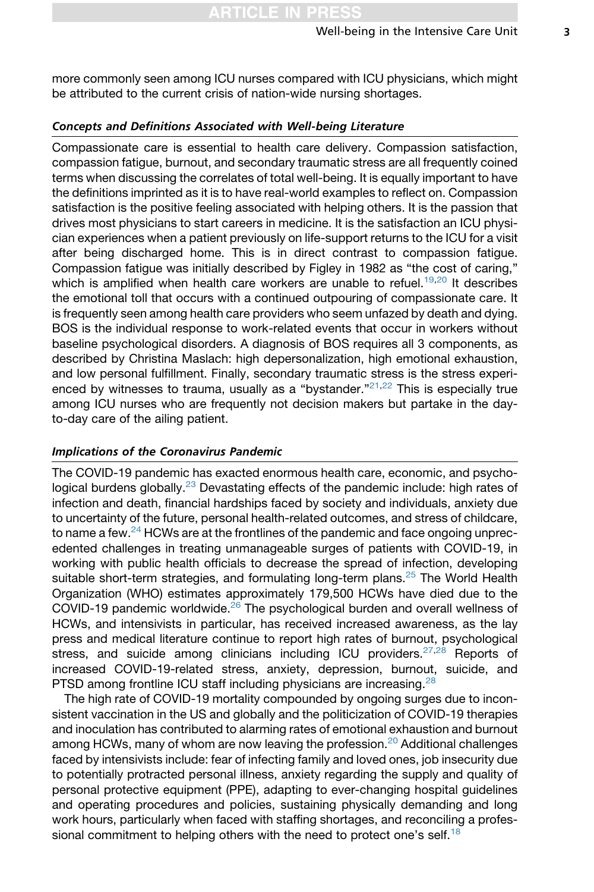more commonly seen among ICU nurses compared with ICU physicians, which might be attributed to the current crisis of nation-wide nursing shortages.

### *Concepts and Definitions Associated with Well-being Literature*

Compassionate care is essential to health care delivery. Compassion satisfaction, compassion fatigue, burnout, and secondary traumatic stress are all frequently coined terms when discussing the correlates of total well-being. It is equally important to have the definitions imprinted as it is to have real-world examples to reflect on. Compassion satisfaction is the positive feeling associated with helping others. It is the passion that drives most physicians to start careers in medicine. It is the satisfaction an ICU physician experiences when a patient previously on life-support returns to the ICU for a visit after being discharged home. This is in direct contrast to compassion fatigue. Compassion fatigue was initially described by Figley in 1982 as "the cost of caring," which is amplified when health care workers are unable to refuel.[19,20] It describes the emotional toll that occurs with a continued outpouring of compassionate care. It is frequently seen among health care providers who seem unfazed by death and dying. BOS is the individual response to work-related events that occur in workers without baseline psychological disorders. A diagnosis of BOS requires all 3 components, as described by Christina Maslach: high depersonalization, high emotional exhaustion, and low personal fulfillment. Finally, secondary traumatic stress is the stress experienced by witnesses to trauma, usually as a "bystander."[21,22] This is especially true among ICU nurses who are frequently not decision makers but partake in the day-to-day care of the ailing patient.

### *Implications of the Coronavirus Pandemic*

The COVID-19 pandemic has exacted enormous health care, economic, and psychological burdens globally.[23] Devastating effects of the pandemic include: high rates of infection and death, financial hardships faced by society and individuals, anxiety due to uncertainty of the future, personal health-related outcomes, and stress of childcare, to name a few.[24] HCWs are at the frontlines of the pandemic and face ongoing unprecedented challenges in treating unmanageable surges of patients with COVID-19, in working with public health officials to decrease the spread of infection, developing suitable short-term strategies, and formulating long-term plans.[25] The World Health Organization (WHO) estimates approximately 179,500 HCWs have died due to the COVID-19 pandemic worldwide.[26] The psychological burden and overall wellness of HCWs, and intensivists in particular, has received increased awareness, as the lay press and medical literature continue to report high rates of burnout, psychological stress, and suicide among clinicians including ICU providers.[27,28] Reports of increased COVID-19-related stress, anxiety, depression, burnout, suicide, and PTSD among frontline ICU staff including physicians are increasing.[28]

The high rate of COVID-19 mortality compounded by ongoing surges due to inconsistent vaccination in the US and globally and the politicization of COVID-19 therapies and inoculation has contributed to alarming rates of emotional exhaustion and burnout among HCWs, many of whom are now leaving the profession.[20] Additional challenges faced by intensivists include: fear of infecting family and loved ones, job insecurity due to potentially protracted personal illness, anxiety regarding the supply and quality of personal protective equipment (PPE), adapting to ever-changing hospital guidelines and operating procedures and policies, sustaining physically demanding and long work hours, particularly when faced with staffing shortages, and reconciling a professional commitment to helping others with the need to protect one's self.[18]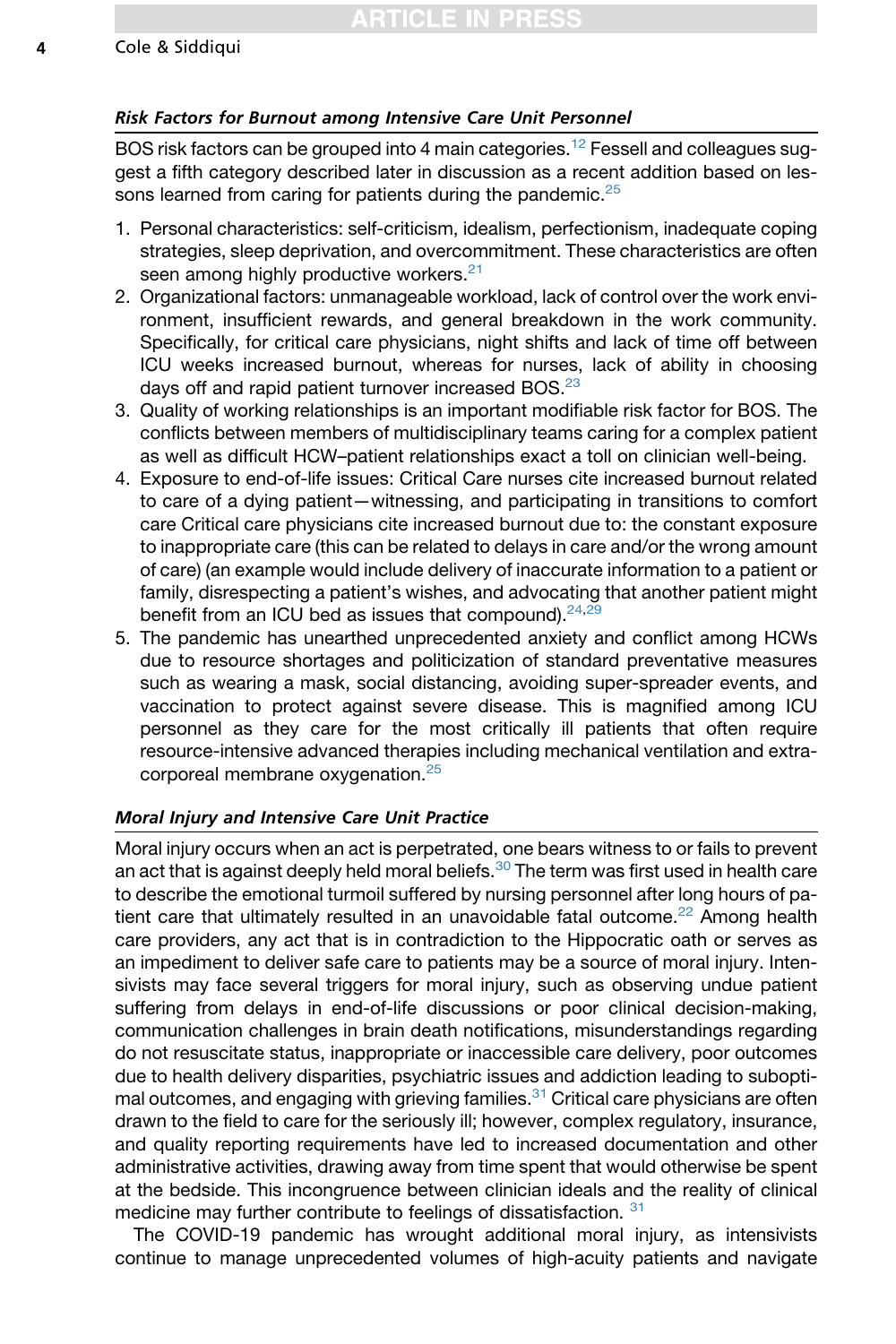### *Risk Factors for Burnout among Intensive Care Unit Personnel*

BOS risk factors can be grouped into 4 main categories.[12] Fessell and colleagues suggest a fifth category described later in discussion as a recent addition based on lessons learned from caring for patients during the pandemic.[25]

1. Personal characteristics: self-criticism, idealism, perfectionism, inadequate coping strategies, sleep deprivation, and overcommitment. These characteristics are often seen among highly productive workers.[21]
2. Organizational factors: unmanageable workload, lack of control over the work environment, insufficient rewards, and general breakdown in the work community. Specifically, for critical care physicians, night shifts and lack of time off between ICU weeks increased burnout, whereas for nurses, lack of ability in choosing days off and rapid patient turnover increased BOS.[23]
3. Quality of working relationships is an important modifiable risk factor for BOS. The conflicts between members of multidisciplinary teams caring for a complex patient as well as difficult HCW–patient relationships exact a toll on clinician well-being.
4. Exposure to end-of-life issues: Critical Care nurses cite increased burnout related to care of a dying patient—witnessing, and participating in transitions to comfort care Critical care physicians cite increased burnout due to: the constant exposure to inappropriate care (this can be related to delays in care and/or the wrong amount of care) (an example would include delivery of inaccurate information to a patient or family, disrespecting a patient's wishes, and advocating that another patient might benefit from an ICU bed as issues that compound).[24,29]
5. The pandemic has unearthed unprecedented anxiety and conflict among HCWs due to resource shortages and politicization of standard preventative measures such as wearing a mask, social distancing, avoiding super-spreader events, and vaccination to protect against severe disease. This is magnified among ICU personnel as they care for the most critically ill patients that often require resource-intensive advanced therapies including mechanical ventilation and extracorporeal membrane oxygenation.[25]

### *Moral Injury and Intensive Care Unit Practice*

Moral injury occurs when an act is perpetrated, one bears witness to or fails to prevent an act that is against deeply held moral beliefs.[30] The term was first used in health care to describe the emotional turmoil suffered by nursing personnel after long hours of patient care that ultimately resulted in an unavoidable fatal outcome.[22] Among health care providers, any act that is in contradiction to the Hippocratic oath or serves as an impediment to deliver safe care to patients may be a source of moral injury. Intensivists may face several triggers for moral injury, such as observing undue patient suffering from delays in end-of-life discussions or poor clinical decision-making, communication challenges in brain death notifications, misunderstandings regarding do not resuscitate status, inappropriate or inaccessible care delivery, poor outcomes due to health delivery disparities, psychiatric issues and addiction leading to suboptimal outcomes, and engaging with grieving families.[31] Critical care physicians are often drawn to the field to care for the seriously ill; however, complex regulatory, insurance, and quality reporting requirements have led to increased documentation and other administrative activities, drawing away from time spent that would otherwise be spent at the bedside. This incongruence between clinician ideals and the reality of clinical medicine may further contribute to feelings of dissatisfaction. [31]

The COVID-19 pandemic has wrought additional moral injury, as intensivists continue to manage unprecedented volumes of high-acuity patients and navigate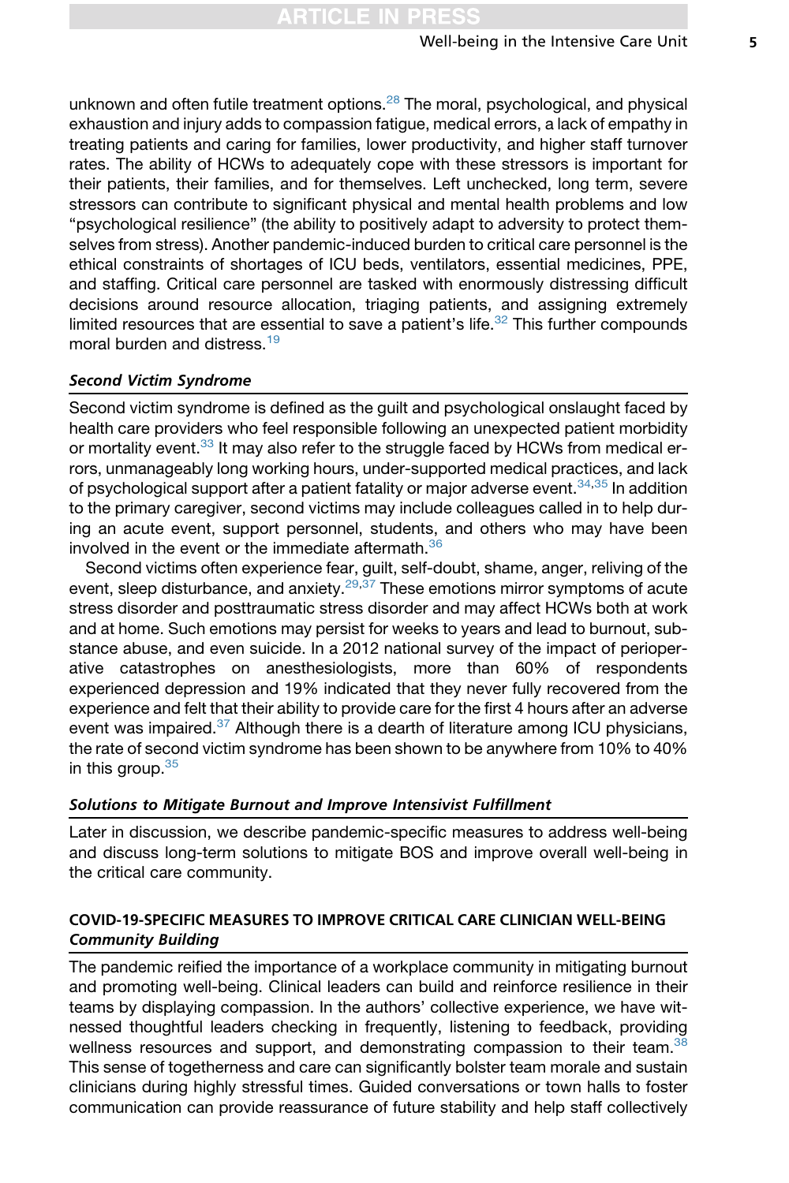unknown and often futile treatment options.[28] The moral, psychological, and physical exhaustion and injury adds to compassion fatigue, medical errors, a lack of empathy in treating patients and caring for families, lower productivity, and higher staff turnover rates. The ability of HCWs to adequately cope with these stressors is important for their patients, their families, and for themselves. Left unchecked, long term, severe stressors can contribute to significant physical and mental health problems and low "psychological resilience" (the ability to positively adapt to adversity to protect themselves from stress). Another pandemic-induced burden to critical care personnel is the ethical constraints of shortages of ICU beds, ventilators, essential medicines, PPE, and staffing. Critical care personnel are tasked with enormously distressing difficult decisions around resource allocation, triaging patients, and assigning extremely limited resources that are essential to save a patient's life.[32] This further compounds moral burden and distress.[19]

### *Second Victim Syndrome*

Second victim syndrome is defined as the guilt and psychological onslaught faced by health care providers who feel responsible following an unexpected patient morbidity or mortality event.[33] It may also refer to the struggle faced by HCWs from medical errors, unmanageably long working hours, under-supported medical practices, and lack of psychological support after a patient fatality or major adverse event.[34,35] In addition to the primary caregiver, second victims may include colleagues called in to help during an acute event, support personnel, students, and others who may have been involved in the event or the immediate aftermath.[36]

Second victims often experience fear, guilt, self-doubt, shame, anger, reliving of the event, sleep disturbance, and anxiety.[29,37] These emotions mirror symptoms of acute stress disorder and posttraumatic stress disorder and may affect HCWs both at work and at home. Such emotions may persist for weeks to years and lead to burnout, substance abuse, and even suicide. In a 2012 national survey of the impact of perioperative catastrophes on anesthesiologists, more than 60% of respondents experienced depression and 19% indicated that they never fully recovered from the experience and felt that their ability to provide care for the first 4 hours after an adverse event was impaired.[37] Although there is a dearth of literature among ICU physicians, the rate of second victim syndrome has been shown to be anywhere from 10% to 40% in this group.[35]

### *Solutions to Mitigate Burnout and Improve Intensivist Fulfillment*

Later in discussion, we describe pandemic-specific measures to address well-being and discuss long-term solutions to mitigate BOS and improve overall well-being in the critical care community.

## COVID-19-SPECIFIC MEASURES TO IMPROVE CRITICAL CARE CLINICIAN WELL-BEING

### *Community Building*

The pandemic reified the importance of a workplace community in mitigating burnout and promoting well-being. Clinical leaders can build and reinforce resilience in their teams by displaying compassion. In the authors' collective experience, we have witnessed thoughtful leaders checking in frequently, listening to feedback, providing wellness resources and support, and demonstrating compassion to their team.[38] This sense of togetherness and care can significantly bolster team morale and sustain clinicians during highly stressful times. Guided conversations or town halls to foster communication can provide reassurance of future stability and help staff collectively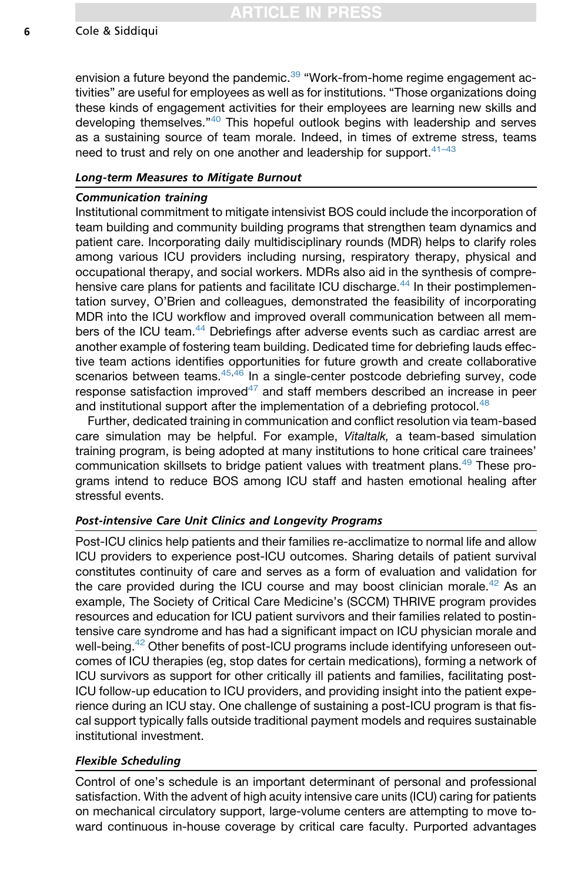envision a future beyond the pandemic.[39] "Work-from-home regime engagement activities" are useful for employees as well as for institutions. "Those organizations doing these kinds of engagement activities for their employees are learning new skills and developing themselves."[40] This hopeful outlook begins with leadership and serves as a sustaining source of team morale. Indeed, in times of extreme stress, teams need to trust and rely on one another and leadership for support.[41–43]

## *Long-term Measures to Mitigate Burnout*

### *Communication training*

Institutional commitment to mitigate intensivist BOS could include the incorporation of team building and community building programs that strengthen team dynamics and patient care. Incorporating daily multidisciplinary rounds (MDR) helps to clarify roles among various ICU providers including nursing, respiratory therapy, physical and occupational therapy, and social workers. MDRs also aid in the synthesis of comprehensive care plans for patients and facilitate ICU discharge.[44] In their postimplementation survey, O'Brien and colleagues, demonstrated the feasibility of incorporating MDR into the ICU workflow and improved overall communication between all members of the ICU team.[44] Debriefings after adverse events such as cardiac arrest are another example of fostering team building. Dedicated time for debriefing lauds effective team actions identifies opportunities for future growth and create collaborative scenarios between teams.[45,46] In a single-center postcode debriefing survey, code response satisfaction improved[47] and staff members described an increase in peer and institutional support after the implementation of a debriefing protocol.[48]

Further, dedicated training in communication and conflict resolution via team-based care simulation may be helpful. For example, *Vitaltalk,* a team-based simulation training program, is being adopted at many institutions to hone critical care trainees' communication skillsets to bridge patient values with treatment plans.[49] These programs intend to reduce BOS among ICU staff and hasten emotional healing after stressful events.

## *Post-intensive Care Unit Clinics and Longevity Programs*

Post-ICU clinics help patients and their families re-acclimatize to normal life and allow ICU providers to experience post-ICU outcomes. Sharing details of patient survival constitutes continuity of care and serves as a form of evaluation and validation for the care provided during the ICU course and may boost clinician morale.[42] As an example, The Society of Critical Care Medicine's (SCCM) THRIVE program provides resources and education for ICU patient survivors and their families related to postintensive care syndrome and has had a significant impact on ICU physician morale and well-being.[42] Other benefits of post-ICU programs include identifying unforeseen outcomes of ICU therapies (eg, stop dates for certain medications), forming a network of ICU survivors as support for other critically ill patients and families, facilitating post-ICU follow-up education to ICU providers, and providing insight into the patient experience during an ICU stay. One challenge of sustaining a post-ICU program is that fiscal support typically falls outside traditional payment models and requires sustainable institutional investment.

## *Flexible Scheduling*

Control of one's schedule is an important determinant of personal and professional satisfaction. With the advent of high acuity intensive care units (ICU) caring for patients on mechanical circulatory support, large-volume centers are attempting to move toward continuous in-house coverage by critical care faculty. Purported advantages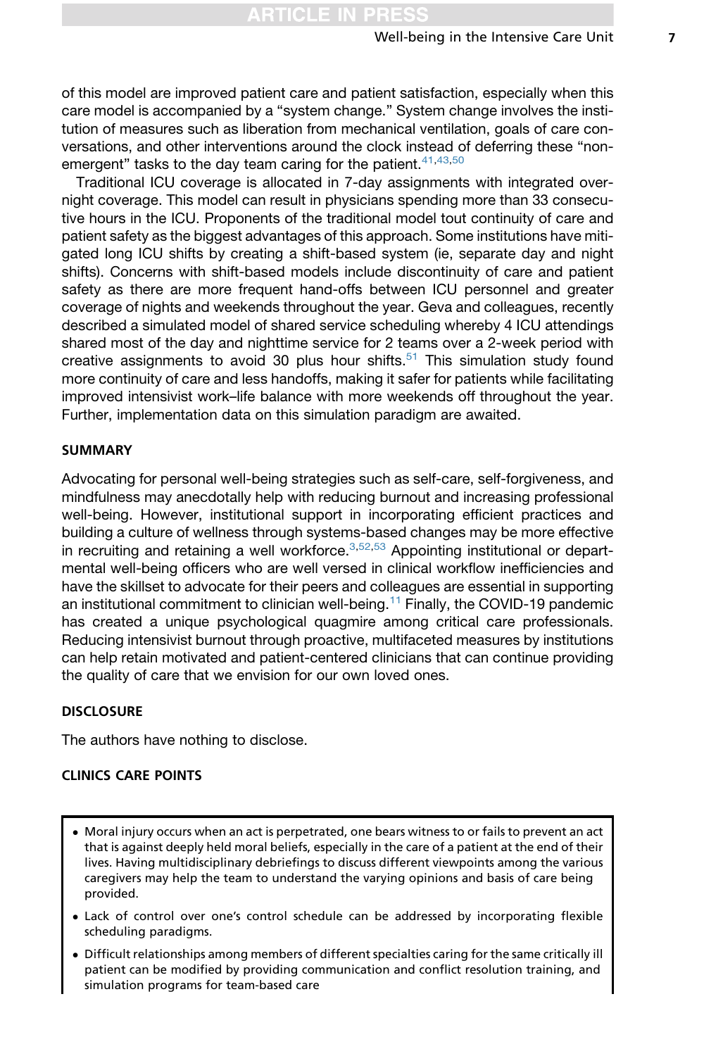of this model are improved patient care and patient satisfaction, especially when this care model is accompanied by a "system change." System change involves the institution of measures such as liberation from mechanical ventilation, goals of care conversations, and other interventions around the clock instead of deferring these "non-emergent" tasks to the day team caring for the patient.[41,43,50]

Traditional ICU coverage is allocated in 7-day assignments with integrated overnight coverage. This model can result in physicians spending more than 33 consecutive hours in the ICU. Proponents of the traditional model tout continuity of care and patient safety as the biggest advantages of this approach. Some institutions have mitigated long ICU shifts by creating a shift-based system (ie, separate day and night shifts). Concerns with shift-based models include discontinuity of care and patient safety as there are more frequent hand-offs between ICU personnel and greater coverage of nights and weekends throughout the year. Geva and colleagues, recently described a simulated model of shared service scheduling whereby 4 ICU attendings shared most of the day and nighttime service for 2 teams over a 2-week period with creative assignments to avoid 30 plus hour shifts.[51] This simulation study found more continuity of care and less handoffs, making it safer for patients while facilitating improved intensivist work–life balance with more weekends off throughout the year. Further, implementation data on this simulation paradigm are awaited.

## SUMMARY

Advocating for personal well-being strategies such as self-care, self-forgiveness, and mindfulness may anecdotally help with reducing burnout and increasing professional well-being. However, institutional support in incorporating efficient practices and building a culture of wellness through systems-based changes may be more effective in recruiting and retaining a well workforce.[3,52,53] Appointing institutional or departmental well-being officers who are well versed in clinical workflow inefficiencies and have the skillset to advocate for their peers and colleagues are essential in supporting an institutional commitment to clinician well-being.[11] Finally, the COVID-19 pandemic has created a unique psychological quagmire among critical care professionals. Reducing intensivist burnout through proactive, multifaceted measures by institutions can help retain motivated and patient-centered clinicians that can continue providing the quality of care that we envision for our own loved ones.

## DISCLOSURE

The authors have nothing to disclose.

## CLINICS CARE POINTS

- Moral injury occurs when an act is perpetrated, one bears witness to or fails to prevent an act that is against deeply held moral beliefs, especially in the care of a patient at the end of their lives. Having multidisciplinary debriefings to discuss different viewpoints among the various caregivers may help the team to understand the varying opinions and basis of care being provided.
- Lack of control over one's control schedule can be addressed by incorporating flexible scheduling paradigms.
- Difficult relationships among members of different specialties caring for the same critically ill patient can be modified by providing communication and conflict resolution training, and simulation programs for team-based care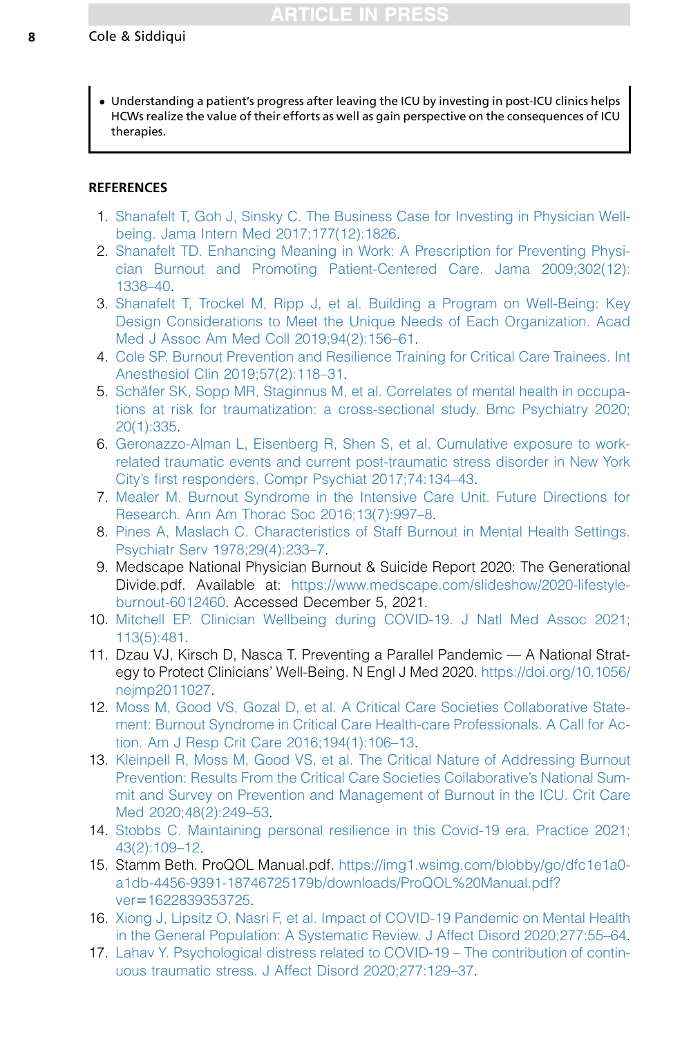- Understanding a patient's progress after leaving the ICU by investing in post-ICU clinics helps HCWs realize the value of their efforts as well as gain perspective on the consequences of ICU therapies.

## REFERENCES

1. Shanafelt T, Goh J, Sinsky C. The Business Case for Investing in Physician Well-being. Jama Intern Med 2017;177(12):1826.
2. Shanafelt TD. Enhancing Meaning in Work: A Prescription for Preventing Physician Burnout and Promoting Patient-Centered Care. Jama 2009;302(12):1338–40.
3. Shanafelt T, Trockel M, Ripp J, et al. Building a Program on Well-Being: Key Design Considerations to Meet the Unique Needs of Each Organization. Acad Med J Assoc Am Med Coll 2019;94(2):156–61.
4. Cole SP. Burnout Prevention and Resilience Training for Critical Care Trainees. Int Anesthesiol Clin 2019;57(2):118–31.
5. Schäfer SK, Sopp MR, Staginnus M, et al. Correlates of mental health in occupations at risk for traumatization: a cross-sectional study. Bmc Psychiatry 2020;20(1):335.
6. Geronazzo-Alman L, Eisenberg R, Shen S, et al. Cumulative exposure to work-related traumatic events and current post-traumatic stress disorder in New York City's first responders. Compr Psychiat 2017;74:134–43.
7. Mealer M. Burnout Syndrome in the Intensive Care Unit. Future Directions for Research. Ann Am Thorac Soc 2016;13(7):997–8.
8. Pines A, Maslach C. Characteristics of Staff Burnout in Mental Health Settings. Psychiatr Serv 1978;29(4):233–7.
9. Medscape National Physician Burnout & Suicide Report 2020: The Generational Divide.pdf. Available at: https://www.medscape.com/slideshow/2020-lifestyle-burnout-6012460. Accessed December 5, 2021.
10. Mitchell EP. Clinician Wellbeing during COVID-19. J Natl Med Assoc 2021;113(5):481.
11. Dzau VJ, Kirsch D, Nasca T. Preventing a Parallel Pandemic — A National Strategy to Protect Clinicians' Well-Being. N Engl J Med 2020. https://doi.org/10.1056/nejmp2011027.
12. Moss M, Good VS, Gozal D, et al. A Critical Care Societies Collaborative Statement: Burnout Syndrome in Critical Care Health-care Professionals. A Call for Action. Am J Resp Crit Care 2016;194(1):106–13.
13. Kleinpell R, Moss M, Good VS, et al. The Critical Nature of Addressing Burnout Prevention: Results From the Critical Care Societies Collaborative's National Summit and Survey on Prevention and Management of Burnout in the ICU. Crit Care Med 2020;48(2):249–53.
14. Stobbs C. Maintaining personal resilience in this Covid-19 era. Practice 2021;43(2):109–12.
15. Stamm Beth. ProQOL Manual.pdf. https://img1.wsimg.com/blobby/go/dfc1e1a0-a1db-4456-9391-18746725179b/downloads/ProQOL%20Manual.pdf?ver=1622839353725.
16. Xiong J, Lipsitz O, Nasri F, et al. Impact of COVID-19 Pandemic on Mental Health in the General Population: A Systematic Review. J Affect Disord 2020;277:55–64.
17. Lahav Y. Psychological distress related to COVID-19 – The contribution of continuous traumatic stress. J Affect Disord 2020;277:129–37.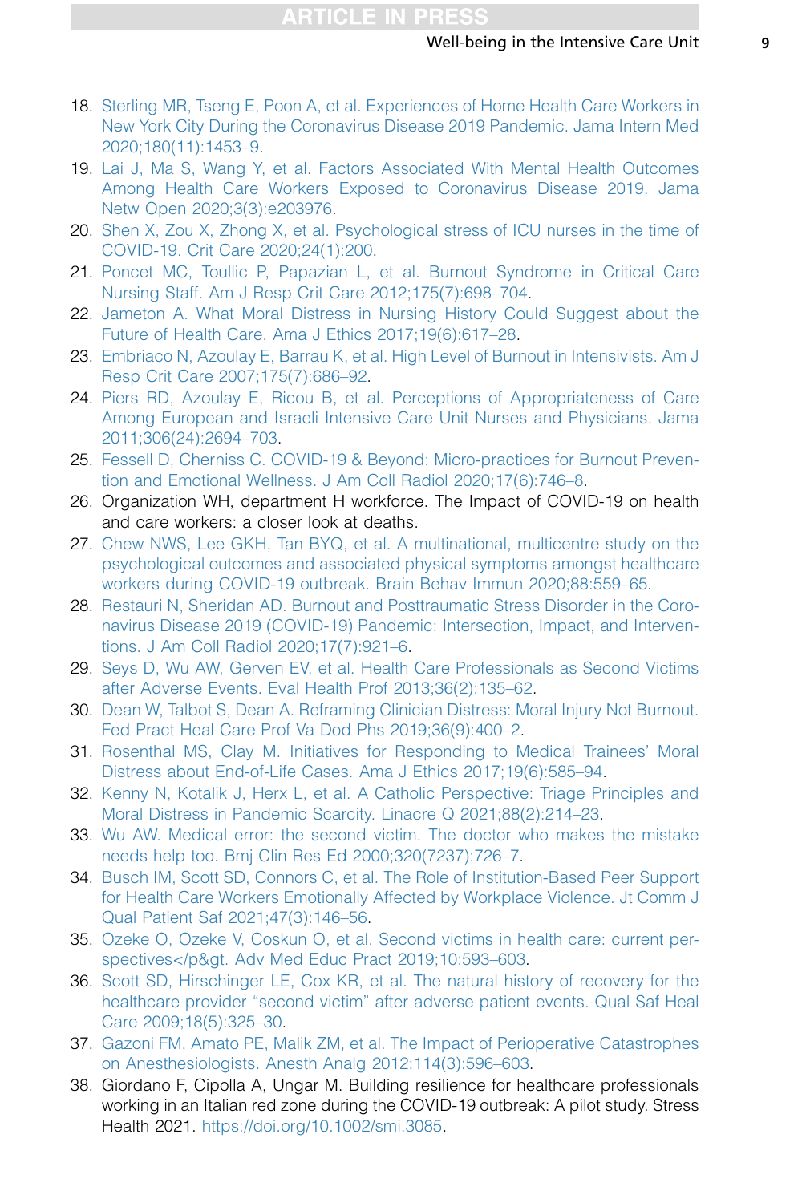18. Sterling MR, Tseng E, Poon A, et al. Experiences of Home Health Care Workers in New York City During the Coronavirus Disease 2019 Pandemic. Jama Intern Med 2020;180(11):1453–9.
19. Lai J, Ma S, Wang Y, et al. Factors Associated With Mental Health Outcomes Among Health Care Workers Exposed to Coronavirus Disease 2019. Jama Netw Open 2020;3(3):e203976.
20. Shen X, Zou X, Zhong X, et al. Psychological stress of ICU nurses in the time of COVID-19. Crit Care 2020;24(1):200.
21. Poncet MC, Toullic P, Papazian L, et al. Burnout Syndrome in Critical Care Nursing Staff. Am J Resp Crit Care 2012;175(7):698–704.
22. Jameton A. What Moral Distress in Nursing History Could Suggest about the Future of Health Care. Ama J Ethics 2017;19(6):617–28.
23. Embriaco N, Azoulay E, Barrau K, et al. High Level of Burnout in Intensivists. Am J Resp Crit Care 2007;175(7):686–92.
24. Piers RD, Azoulay E, Ricou B, et al. Perceptions of Appropriateness of Care Among European and Israeli Intensive Care Unit Nurses and Physicians. Jama 2011;306(24):2694–703.
25. Fessell D, Cherniss C. COVID-19 & Beyond: Micro-practices for Burnout Prevention and Emotional Wellness. J Am Coll Radiol 2020;17(6):746–8.
26. Organization WH, department H workforce. The Impact of COVID-19 on health and care workers: a closer look at deaths.
27. Chew NWS, Lee GKH, Tan BYQ, et al. A multinational, multicentre study on the psychological outcomes and associated physical symptoms amongst healthcare workers during COVID-19 outbreak. Brain Behav Immun 2020;88:559–65.
28. Restauri N, Sheridan AD. Burnout and Posttraumatic Stress Disorder in the Coronavirus Disease 2019 (COVID-19) Pandemic: Intersection, Impact, and Interventions. J Am Coll Radiol 2020;17(7):921–6.
29. Seys D, Wu AW, Gerven EV, et al. Health Care Professionals as Second Victims after Adverse Events. Eval Health Prof 2013;36(2):135–62.
30. Dean W, Talbot S, Dean A. Reframing Clinician Distress: Moral Injury Not Burnout. Fed Pract Heal Care Prof Va Dod Phs 2019;36(9):400–2.
31. Rosenthal MS, Clay M. Initiatives for Responding to Medical Trainees' Moral Distress about End-of-Life Cases. Ama J Ethics 2017;19(6):585–94.
32. Kenny N, Kotalik J, Herx L, et al. A Catholic Perspective: Triage Principles and Moral Distress in Pandemic Scarcity. Linacre Q 2021;88(2):214–23.
33. Wu AW. Medical error: the second victim. The doctor who makes the mistake needs help too. Bmj Clin Res Ed 2000;320(7237):726–7.
34. Busch IM, Scott SD, Connors C, et al. The Role of Institution-Based Peer Support for Health Care Workers Emotionally Affected by Workplace Violence. Jt Comm J Qual Patient Saf 2021;47(3):146–56.
35. Ozeke O, Ozeke V, Coskun O, et al. Second victims in health care: current perspectives</p&gt. Adv Med Educ Pract 2019;10:593–603.
36. Scott SD, Hirschinger LE, Cox KR, et al. The natural history of recovery for the healthcare provider "second victim" after adverse patient events. Qual Saf Heal Care 2009;18(5):325–30.
37. Gazoni FM, Amato PE, Malik ZM, et al. The Impact of Perioperative Catastrophes on Anesthesiologists. Anesth Analg 2012;114(3):596–603.
38. Giordano F, Cipolla A, Ungar M. Building resilience for healthcare professionals working in an Italian red zone during the COVID-19 outbreak: A pilot study. Stress Health 2021. https://doi.org/10.1002/smi.3085.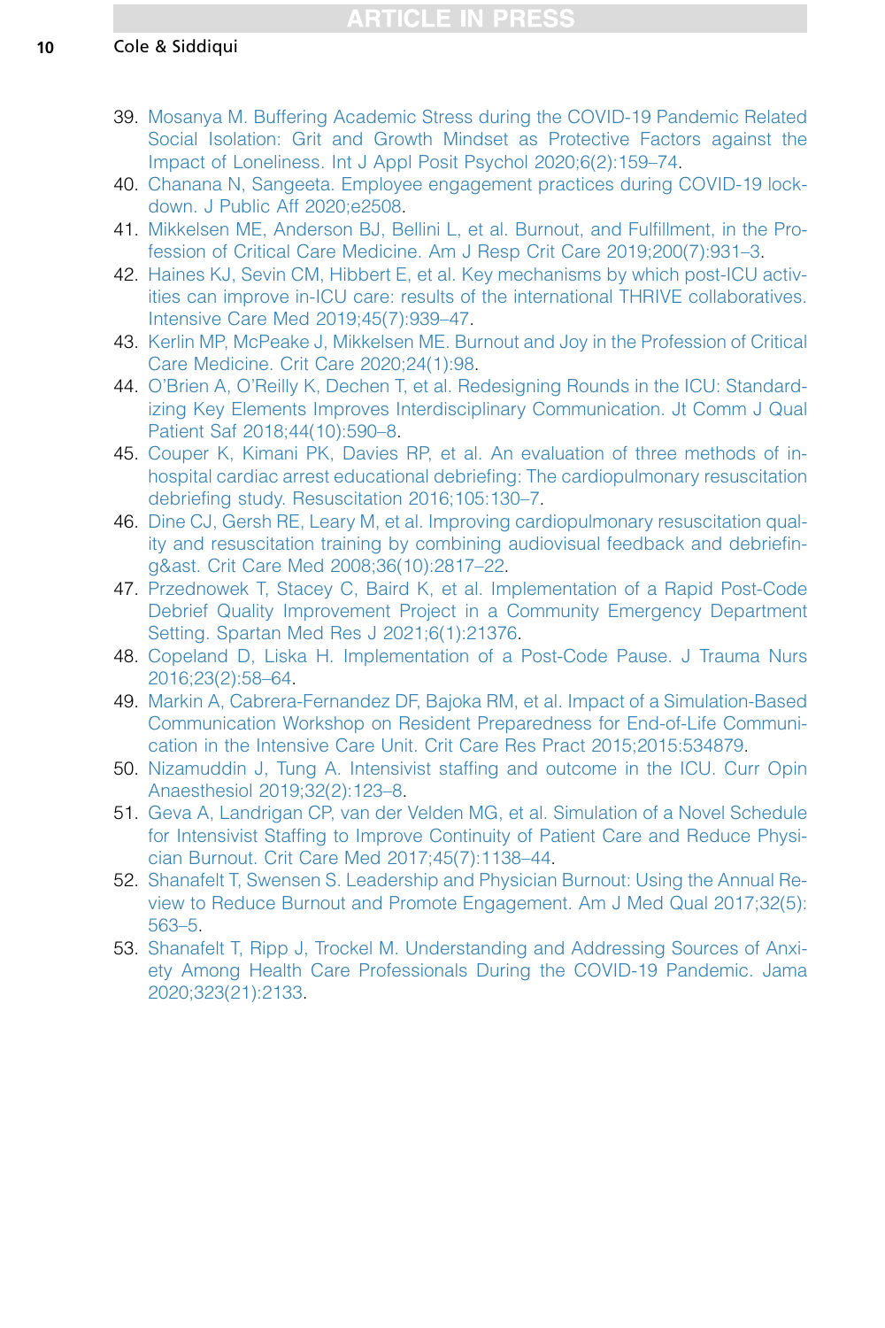39. Mosanya M. Buffering Academic Stress during the COVID-19 Pandemic Related Social Isolation: Grit and Growth Mindset as Protective Factors against the Impact of Loneliness. Int J Appl Posit Psychol 2020;6(2):159–74.
40. Chanana N, Sangeeta. Employee engagement practices during COVID-19 lockdown. J Public Aff 2020;e2508.
41. Mikkelsen ME, Anderson BJ, Bellini L, et al. Burnout, and Fulfillment, in the Profession of Critical Care Medicine. Am J Resp Crit Care 2019;200(7):931–3.
42. Haines KJ, Sevin CM, Hibbert E, et al. Key mechanisms by which post-ICU activities can improve in-ICU care: results of the international THRIVE collaboratives. Intensive Care Med 2019;45(7):939–47.
43. Kerlin MP, McPeake J, Mikkelsen ME. Burnout and Joy in the Profession of Critical Care Medicine. Crit Care 2020;24(1):98.
44. O'Brien A, O'Reilly K, Dechen T, et al. Redesigning Rounds in the ICU: Standardizing Key Elements Improves Interdisciplinary Communication. Jt Comm J Qual Patient Saf 2018;44(10):590–8.
45. Couper K, Kimani PK, Davies RP, et al. An evaluation of three methods of in-hospital cardiac arrest educational debriefing: The cardiopulmonary resuscitation debriefing study. Resuscitation 2016;105:130–7.
46. Dine CJ, Gersh RE, Leary M, et al. Improving cardiopulmonary resuscitation quality and resuscitation training by combining audiovisual feedback and debriefing&ast. Crit Care Med 2008;36(10):2817–22.
47. Przednowek T, Stacey C, Baird K, et al. Implementation of a Rapid Post-Code Debrief Quality Improvement Project in a Community Emergency Department Setting. Spartan Med Res J 2021;6(1):21376.
48. Copeland D, Liska H. Implementation of a Post-Code Pause. J Trauma Nurs 2016;23(2):58–64.
49. Markin A, Cabrera-Fernandez DF, Bajoka RM, et al. Impact of a Simulation-Based Communication Workshop on Resident Preparedness for End-of-Life Communication in the Intensive Care Unit. Crit Care Res Pract 2015;2015:534879.
50. Nizamuddin J, Tung A. Intensivist staffing and outcome in the ICU. Curr Opin Anaesthesiol 2019;32(2):123–8.
51. Geva A, Landrigan CP, van der Velden MG, et al. Simulation of a Novel Schedule for Intensivist Staffing to Improve Continuity of Patient Care and Reduce Physician Burnout. Crit Care Med 2017;45(7):1138–44.
52. Shanafelt T, Swensen S. Leadership and Physician Burnout: Using the Annual Review to Reduce Burnout and Promote Engagement. Am J Med Qual 2017;32(5):563–5.
53. Shanafelt T, Ripp J, Trockel M. Understanding and Addressing Sources of Anxiety Among Health Care Professionals During the COVID-19 Pandemic. Jama 2020;323(21):2133.